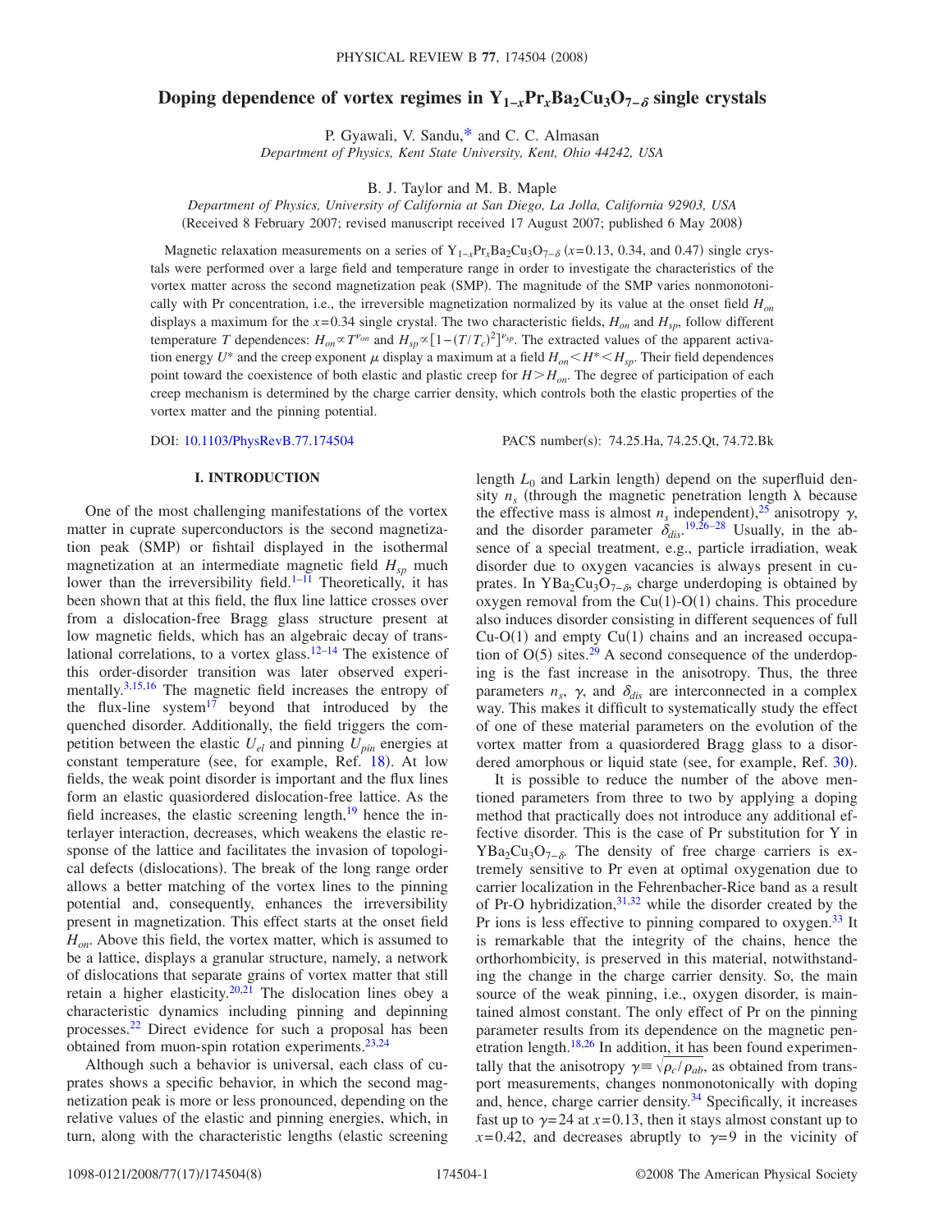# Doping dependence of vortex regimes in $Y_{1-x}Pr_xBa_2Cu_3O_{7-\delta}$ single crystals

P. Gyawali, V. Sandu,[*] and C. C. Almasan
*Department of Physics, Kent State University, Kent, Ohio 44242, USA*

B. J. Taylor and M. B. Maple
*Department of Physics, University of California at San Diego, La Jolla, California 92903, USA*

(Received 8 February 2007; revised manuscript received 17 August 2007; published 6 May 2008)

Magnetic relaxation measurements on a series of $Y_{1-x}Pr_xBa_2Cu_3O_{7-\delta}$ ($x$=0.13, 0.34, and 0.47) single crystals were performed over a large field and temperature range in order to investigate the characteristics of the vortex matter across the second magnetization peak (SMP). The magnitude of the SMP varies nonmonotonically with Pr concentration, i.e., the irreversible magnetization normalized by its value at the onset field $H_{on}$ displays a maximum for the $x$=0.34 single crystal. The two characteristic fields, $H_{on}$ and $H_{sp}$, follow different temperature $T$ dependences: $H_{on} \propto T^{\nu_{on}}$ and $H_{sp} \propto [1-(T/T_c)^2]^{\nu_{sp}}$. The extracted values of the apparent activation energy $U^*$ and the creep exponent $\mu$ display a maximum at a field $H_{on} < H^* < H_{sp}$. Their field dependences point toward the coexistence of both elastic and plastic creep for $H > H_{on}$. The degree of participation of each creep mechanism is determined by the charge carrier density, which controls both the elastic properties of the vortex matter and the pinning potential.

DOI: 10.1103/PhysRevB.77.174504     PACS number(s): 74.25.Ha, 74.25.Qt, 74.72.Bk

## I. INTRODUCTION

One of the most challenging manifestations of the vortex matter in cuprate superconductors is the second magnetization peak (SMP) or fishtail displayed in the isothermal magnetization at an intermediate magnetic field $H_{sp}$ much lower than the irreversibility field.[1–11] Theoretically, it has been shown that at this field, the flux line lattice crosses over from a dislocation-free Bragg glass structure present at low magnetic fields, which has an algebraic decay of translational correlations, to a vortex glass.[12–14] The existence of this order-disorder transition was later observed experimentally.[3,15,16] The magnetic field increases the entropy of the flux-line system[17] beyond that introduced by the quenched disorder. Additionally, the field triggers the competition between the elastic $U_{el}$ and pinning $U_{pin}$ energies at constant temperature (see, for example, Ref. 18). At low fields, the weak point disorder is important and the flux lines form an elastic quasiordered dislocation-free lattice. As the field increases, the elastic screening length,[19] hence the interlayer interaction, decreases, which weakens the elastic response of the lattice and facilitates the invasion of topological defects (dislocations). The break of the long range order allows a better matching of the vortex lines to the pinning potential and, consequently, enhances the irreversibility present in magnetization. This effect starts at the onset field $H_{on}$. Above this field, the vortex matter, which is assumed to be a lattice, displays a granular structure, namely, a network of dislocations that separate grains of vortex matter that still retain a higher elasticity.[20,21] The dislocation lines obey a characteristic dynamics including pinning and depinning processes.[22] Direct evidence for such a proposal has been obtained from muon-spin rotation experiments.[23,24]

Although such a behavior is universal, each class of cuprates shows a specific behavior, in which the second magnetization peak is more or less pronounced, depending on the relative values of the elastic and pinning energies, which, in turn, along with the characteristic lengths (elastic screening length $L_0$ and Larkin length) depend on the superfluid density $n_s$ (through the magnetic penetration length $\lambda$ because the effective mass is almost $n_s$ independent),[25] anisotropy $\gamma$, and the disorder parameter $\delta_{dis}$.[19,26–28] Usually, in the absence of a special treatment, e.g., particle irradiation, weak disorder due to oxygen vacancies is always present in cuprates. In $YBa_2Cu_3O_{7-\delta}$, charge underdoping is obtained by oxygen removal from the Cu(1)-O(1) chains. This procedure also induces disorder consisting in different sequences of full Cu-O(1) and empty Cu(1) chains and an increased occupation of O(5) sites.[29] A second consequence of the underdoping is the fast increase in the anisotropy. Thus, the three parameters $n_s$, $\gamma$, and $\delta_{dis}$ are interconnected in a complex way. This makes it difficult to systematically study the effect of one of these material parameters on the evolution of the vortex matter from a quasiordered Bragg glass to a disordered amorphous or liquid state (see, for example, Ref. 30).

It is possible to reduce the number of the above mentioned parameters from three to two by applying a doping method that practically does not introduce any additional effective disorder. This is the case of Pr substitution for Y in $YBa_2Cu_3O_{7-\delta}$. The density of free charge carriers is extremely sensitive to Pr even at optimal oxygenation due to carrier localization in the Fehrenbacher-Rice band as a result of Pr-O hybridization,[31,32] while the disorder created by the Pr ions is less effective to pinning compared to oxygen.[33] It is remarkable that the integrity of the chains, hence the orthorhombicity, is preserved in this material, notwithstanding the change in the charge carrier density. So, the main source of the weak pinning, i.e., oxygen disorder, is maintained almost constant. The only effect of Pr on the pinning parameter results from its dependence on the magnetic penetration length.[18,26] In addition, it has been found experimentally that the anisotropy $\gamma \equiv \sqrt{\rho_c/\rho_{ab}}$, as obtained from transport measurements, changes nonmonotonically with doping and, hence, charge carrier density.[34] Specifically, it increases fast up to $\gamma$=24 at $x$=0.13, then it stays almost constant up to $x$=0.42, and decreases abruptly to $\gamma$=9 in the vicinity of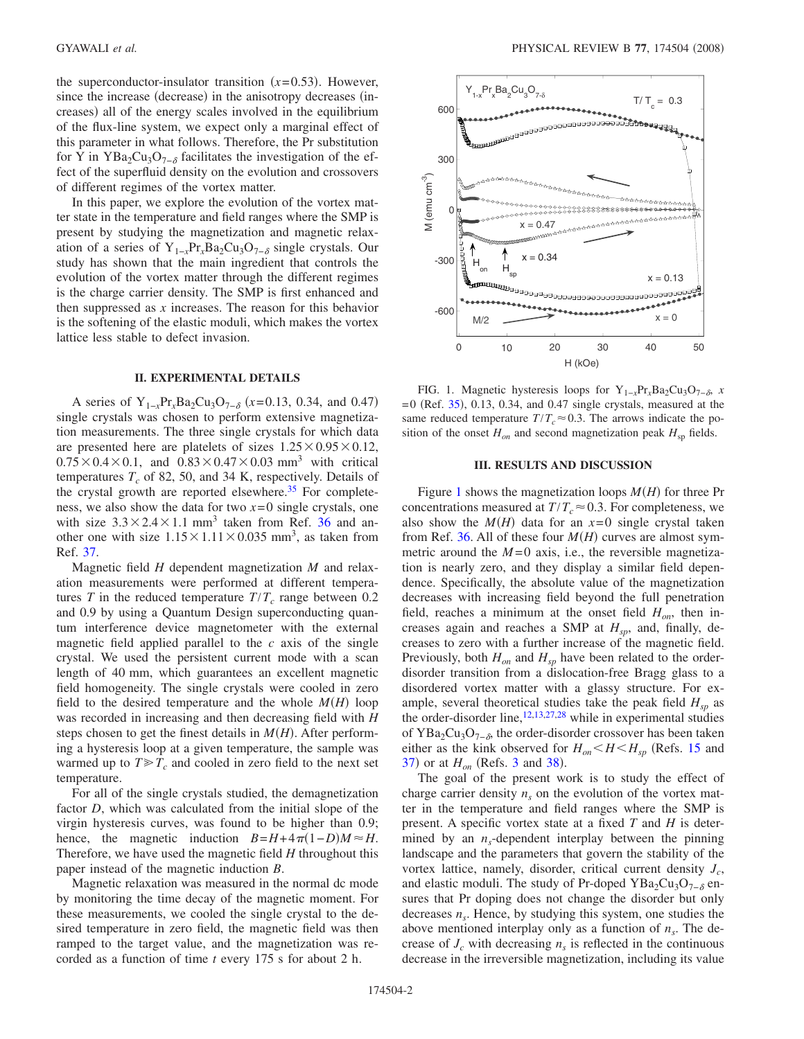the superconductor-insulator transition ($x=0.53$). However, since the increase (decrease) in the anisotropy decreases (increases) all of the energy scales involved in the equilibrium of the flux-line system, we expect only a marginal effect of this parameter in what follows. Therefore, the Pr substitution for Y in $YBa_2Cu_3O_{7-\delta}$ facilitates the investigation of the effect of the superfluid density on the evolution and crossovers of different regimes of the vortex matter.

In this paper, we explore the evolution of the vortex matter state in the temperature and field ranges where the SMP is present by studying the magnetization and magnetic relaxation of a series of $Y_{1-x}Pr_xBa_2Cu_3O_{7-\delta}$ single crystals. Our study has shown that the main ingredient that controls the evolution of the vortex matter through the different regimes is the charge carrier density. The SMP is first enhanced and then suppressed as $x$ increases. The reason for this behavior is the softening of the elastic moduli, which makes the vortex lattice less stable to defect invasion.

## II. EXPERIMENTAL DETAILS

A series of $Y_{1-x}Pr_xBa_2Cu_3O_{7-\delta}$ ($x=0.13$, 0.34, and 0.47) single crystals was chosen to perform extensive magnetization measurements. The three single crystals for which data are presented here are platelets of sizes $1.25\times0.95\times0.12$, $0.75\times0.4\times0.1$, and $0.83\times0.47\times0.03$ mm$^3$ with critical temperatures $T_c$ of 82, 50, and 34 K, respectively. Details of the crystal growth are reported elsewhere.[35] For completeness, we also show the data for two $x=0$ single crystals, one with size $3.3\times2.4\times1.1$ mm$^3$ taken from Ref. 36 and another one with size $1.15\times1.11\times0.035$ mm$^3$, as taken from Ref. 37.

Magnetic field $H$ dependent magnetization $M$ and relaxation measurements were performed at different temperatures $T$ in the reduced temperature $T/T_c$ range between 0.2 and 0.9 by using a Quantum Design superconducting quantum interference device magnetometer with the external magnetic field applied parallel to the $c$ axis of the single crystal. We used the persistent current mode with a scan length of 40 mm, which guarantees an excellent magnetic field homogeneity. The single crystals were cooled in zero field to the desired temperature and the whole $M(H)$ loop was recorded in increasing and then decreasing field with $H$ steps chosen to get the finest details in $M(H)$. After performing a hysteresis loop at a given temperature, the sample was warmed up to $T \gg T_c$ and cooled in zero field to the next set temperature.

For all of the single crystals studied, the demagnetization factor $D$, which was calculated from the initial slope of the virgin hysteresis curves, was found to be higher than 0.9; hence, the magnetic induction $B=H+4\pi(1-D)M\approx H$. Therefore, we have used the magnetic field $H$ throughout this paper instead of the magnetic induction $B$.

Magnetic relaxation was measured in the normal dc mode by monitoring the time decay of the magnetic moment. For these measurements, we cooled the single crystal to the desired temperature in zero field, the magnetic field was then ramped to the target value, and the magnetization was recorded as a function of time $t$ every 175 s for about 2 h.

FIG. 1. Magnetic hysteresis loops for $Y_{1-x}Pr_xBa_2Cu_3O_{7-\delta}$, $x=0$ (Ref. 35), 0.13, 0.34, and 0.47 single crystals, measured at the same reduced temperature $T/T_c\approx0.3$. The arrows indicate the position of the onset $H_{on}$ and second magnetization peak $H_{sp}$ fields.

## III. RESULTS AND DISCUSSION

Figure 1 shows the magnetization loops $M(H)$ for three Pr concentrations measured at $T/T_c\approx0.3$. For completeness, we also show the $M(H)$ data for an $x=0$ single crystal taken from Ref. 36. All of these four $M(H)$ curves are almost symmetric around the $M=0$ axis, i.e., the reversible magnetization is nearly zero, and they display a similar field dependence. Specifically, the absolute value of the magnetization decreases with increasing field beyond the full penetration field, reaches a minimum at the onset field $H_{on}$, then increases again and reaches a SMP at $H_{sp}$, and, finally, decreases to zero with a further increase of the magnetic field. Previously, both $H_{on}$ and $H_{sp}$ have been related to the order-disorder transition from a dislocation-free Bragg glass to a disordered vortex matter with a glassy structure. For example, several theoretical studies take the peak field $H_{sp}$ as the order-disorder line,[12,13,27,28] while in experimental studies of $YBa_2Cu_3O_{7-\delta}$, the order-disorder crossover has been taken either as the kink observed for $H_{on}<H<H_{sp}$ (Refs. 15 and 37) or at $H_{on}$ (Refs. 3 and 38).

The goal of the present work is to study the effect of charge carrier density $n_s$ on the evolution of the vortex matter in the temperature and field ranges where the SMP is present. A specific vortex state at a fixed $T$ and $H$ is determined by an $n_s$-dependent interplay between the pinning landscape and the parameters that govern the stability of the vortex lattice, namely, disorder, critical current density $J_c$, and elastic moduli. The study of Pr-doped $YBa_2Cu_3O_{7-\delta}$ ensures that Pr doping does not change the disorder but only decreases $n_s$. Hence, by studying this system, one studies the above mentioned interplay only as a function of $n_s$. The decrease of $J_c$ with decreasing $n_s$ is reflected in the continuous decrease in the irreversible magnetization, including its value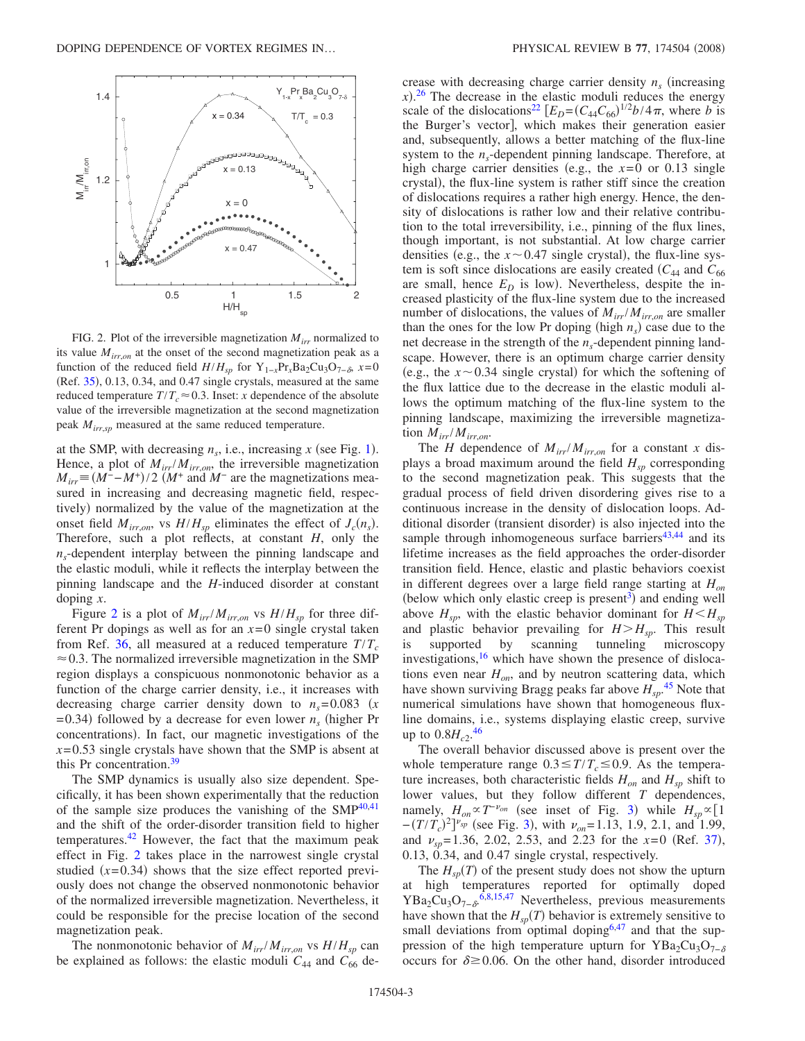FIG. 2. Plot of the irreversible magnetization $M_{irr}$ normalized to its value $M_{irr,on}$ at the onset of the second magnetization peak as a function of the reduced field $H/H_{sp}$ for $Y_{1-x}Pr_xBa_2Cu_3O_{7-\delta}$, $x=0$ (Ref. 35), 0.13, 0.34, and 0.47 single crystals, measured at the same reduced temperature $T/T_c \approx 0.3$. Inset: $x$ dependence of the absolute value of the irreversible magnetization at the second magnetization peak $M_{irr,sp}$ measured at the same reduced temperature.

at the SMP, with decreasing $n_s$, i.e., increasing $x$ (see Fig. 1). Hence, a plot of $M_{irr}/M_{irr,on}$, the irreversible magnetization $M_{irr} \equiv (M^- - M^+)/2$ ($M^+$ and $M^-$ are the magnetizations measured in increasing and decreasing magnetic field, respectively) normalized by the value of the magnetization at the onset field $M_{irr,on}$, vs $H/H_{sp}$ eliminates the effect of $J_c(n_s)$. Therefore, such a plot reflects, at constant $H$, only the $n_s$-dependent interplay between the pinning landscape and the elastic moduli, while it reflects the interplay between the pinning landscape and the $H$-induced disorder at constant doping $x$.

Figure 2 is a plot of $M_{irr}/M_{irr,on}$ vs $H/H_{sp}$ for three different Pr dopings as well as for an $x=0$ single crystal taken from Ref. 36, all measured at a reduced temperature $T/T_c \approx 0.3$. The normalized irreversible magnetization in the SMP region displays a conspicuous nonmonotonic behavior as a function of the charge carrier density, i.e., it increases with decreasing charge carrier density down to $n_s=0.083$ ($x=0.34$) followed by a decrease for even lower $n_s$ (higher Pr concentrations). In fact, our magnetic investigations of the $x=0.53$ single crystals have shown that the SMP is absent at this Pr concentration.[39]

The SMP dynamics is usually also size dependent. Specifically, it has been shown experimentally that the reduction of the sample size produces the vanishing of the SMP[40,41] and the shift of the order-disorder transition field to higher temperatures.[42] However, the fact that the maximum peak effect in Fig. 2 takes place in the narrowest single crystal studied ($x=0.34$) shows that the size effect reported previously does not change the observed nonmonotonic behavior of the normalized irreversible magnetization. Nevertheless, it could be responsible for the precise location of the second magnetization peak.

The nonmonotonic behavior of $M_{irr}/M_{irr,on}$ vs $H/H_{sp}$ can be explained as follows: the elastic moduli $C_{44}$ and $C_{66}$ decrease with decreasing charge carrier density $n_s$ (increasing $x$).[26] The decrease in the elastic moduli reduces the energy scale of the dislocations[22] [$E_D=(C_{44}C_{66})^{1/2}b/4\pi$, where $b$ is the Burger's vector], which makes their generation easier and, subsequently, allows a better matching of the flux-line system to the $n_s$-dependent pinning landscape. Therefore, at high charge carrier densities (e.g., the $x=0$ or 0.13 single crystal), the flux-line system is rather stiff since the creation of dislocations requires a rather high energy. Hence, the density of dislocations is rather low and their relative contribution to the total irreversibility, i.e., pinning of the flux lines, though important, is not substantial. At low charge carrier densities (e.g., the $x \sim 0.47$ single crystal), the flux-line system is soft since dislocations are easily created ($C_{44}$ and $C_{66}$ are small, hence $E_D$ is low). Nevertheless, despite the increased plasticity of the flux-line system due to the increased number of dislocations, the values of $M_{irr}/M_{irr,on}$ are smaller than the ones for the low Pr doping (high $n_s$) case due to the net decrease in the strength of the $n_s$-dependent pinning landscape. However, there is an optimum charge carrier density (e.g., the $x \sim 0.34$ single crystal) for which the softening of the flux lattice due to the decrease in the elastic moduli allows the optimum matching of the flux-line system to the pinning landscape, maximizing the irreversible magnetization $M_{irr}/M_{irr,on}$.

The $H$ dependence of $M_{irr}/M_{irr,on}$ for a constant $x$ displays a broad maximum around the field $H_{sp}$ corresponding to the second magnetization peak. This suggests that the gradual process of field driven disordering gives rise to a continuous increase in the density of dislocation loops. Additional disorder (transient disorder) is also injected into the sample through inhomogeneous surface barriers[43,44] and its lifetime increases as the field approaches the order-disorder transition field. Hence, elastic and plastic behaviors coexist in different degrees over a large field range starting at $H_{on}$ (below which only elastic creep is present[3]) and ending well above $H_{sp}$, with the elastic behavior dominant for $H<H_{sp}$ and plastic behavior prevailing for $H>H_{sp}$. This result is supported by scanning tunneling microscopy investigations,[16] which have shown the presence of dislocations even near $H_{on}$, and by neutron scattering data, which have shown surviving Bragg peaks far above $H_{sp}$.[45] Note that numerical simulations have shown that homogeneous flux-line domains, i.e., systems displaying elastic creep, survive up to $0.8H_{c2}$.[46]

The overall behavior discussed above is present over the whole temperature range $0.3 \le T/T_c \le 0.9$. As the temperature increases, both characteristic fields $H_{on}$ and $H_{sp}$ shift to lower values, but they follow different $T$ dependences, namely, $H_{on} \propto T^{-\nu_{on}}$ (see inset of Fig. 3) while $H_{sp} \propto [1-(T/T_c)^2]^{\nu_{sp}}$ (see Fig. 3), with $\nu_{on}=1.13$, 1.9, 2.1, and 1.99, and $\nu_{sp}=1.36$, 2.02, 2.53, and 2.23 for the $x=0$ (Ref. 37), 0.13, 0.34, and 0.47 single crystal, respectively.

The $H_{sp}(T)$ of the present study does not show the upturn at high temperatures reported for optimally doped $YBa_2Cu_3O_{7-\delta}$.[6,8,15,47] Nevertheless, previous measurements have shown that the $H_{sp}(T)$ behavior is extremely sensitive to small deviations from optimal doping[6,47] and that the suppression of the high temperature upturn for $YBa_2Cu_3O_{7-\delta}$ occurs for $\delta \gtrsim 0.06$. On the other hand, disorder introduced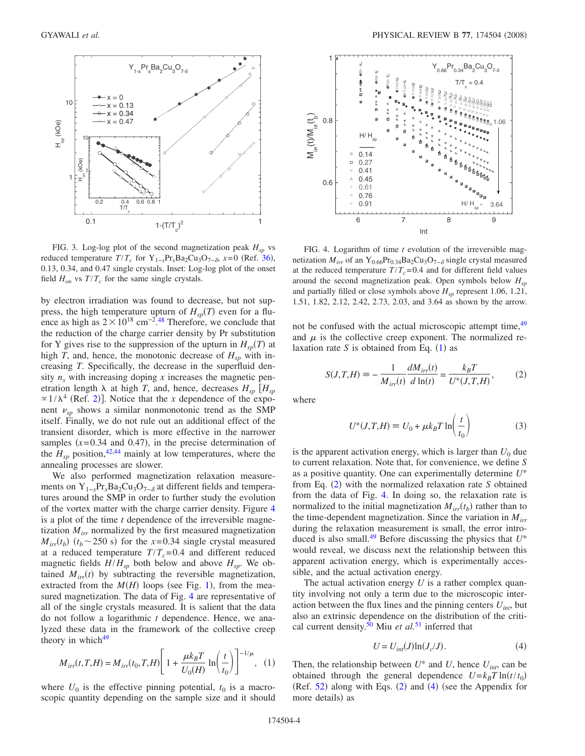FIG. 3. Log-log plot of the second magnetization peak $H_{sp}$ vs reduced temperature $T/T_c$ for $Y_{1-x}Pr_xBa_2Cu_3O_{7-\delta}$, $x=0$ (Ref. 36), 0.13, 0.34, and 0.47 single crystals. Inset: Log-log plot of the onset field $H_{on}$ vs $T/T_c$ for the same single crystals.

FIG. 4. Logarithm of time $t$ evolution of the irreversible magnetization $M_{irr}$ of an $Y_{0.66}Pr_{0.34}Ba_2Cu_3O_{7-\delta}$ single crystal measured at the reduced temperature $T/T_c=0.4$ and for different field values around the second magnetization peak. Open symbols below $H_{sp}$ and partially filled or close symbols above $H_{sp}$ represent 1.06, 1.21, 1.51, 1.82, 2.12, 2.42, 2.73, 2.03, and 3.64 as shown by the arrow.

by electron irradiation was found to decrease, but not suppress, the high temperature upturn of $H_{sp}(T)$ even for a fluence as high as $2\times10^{18}$ cm$^{-2}$.[48] Therefore, we conclude that the reduction of the charge carrier density by Pr substitution for Y gives rise to the suppression of the upturn in $H_{sp}(T)$ at high $T$, and, hence, the monotonic decrease of $H_{sp}$ with increasing $T$. Specifically, the decrease in the superfluid density $n_s$ with increasing doping $x$ increases the magnetic penetration length $\lambda$ at high $T$, and, hence, decreases $H_{sp}$ [$H_{sp} \propto 1/\lambda^4$ (Ref. 2)]. Notice that the $x$ dependence of the exponent $\nu_{sp}$ shows a similar nonmonotonic trend as the SMP itself. Finally, we do not rule out an additional effect of the transient disorder, which is more effective in the narrower samples ($x=0.34$ and 0.47), in the precise determination of the $H_{sp}$ position,[42,44] mainly at low temperatures, where the annealing processes are slower.

We also performed magnetization relaxation measurements on $Y_{1-x}Pr_xBa_2Cu_3O_{7-\delta}$ at different fields and temperatures around the SMP in order to further study the evolution of the vortex matter with the charge carrier density. Figure 4 is a plot of the time $t$ dependence of the irreversible magnetization $M_{irr}$ normalized by the first measured magnetization $M_{irr}(t_b)$ ($t_b\sim 250$ s) for the $x=0.34$ single crystal measured at a reduced temperature $T/T_c=0.4$ and different reduced magnetic fields $H/H_{sp}$ both below and above $H_{sp}$. We obtained $M_{irr}(t)$ by subtracting the reversible magnetization, extracted from the $M(H)$ loops (see Fig. 1), from the measured magnetization. The data of Fig. 4 are representative of all of the single crystals measured. It is salient that the data do not follow a logarithmic $t$ dependence. Hence, we analyzed these data in the framework of the collective creep theory in which[49]

$$M_{irr}(t,T,H) = M_{irr}(t_0,T,H)\left[1 + \frac{\mu k_B T}{U_0(H)}\ln\left(\frac{t}{t_0}\right)\right]^{-1/\mu}, \quad (1)$$

where $U_0$ is the effective pinning potential, $t_0$ is a macroscopic quantity depending on the sample size and it should not be confused with the actual microscopic attempt time,[49] and $\mu$ is the collective creep exponent. The normalized relaxation rate $S$ is obtained from Eq. (1) as

$$S(J,T,H) \equiv -\frac{1}{M_{irr}(t)}\frac{dM_{irr}(t)}{d\ln(t)} = \frac{k_B T}{U^*(J,T,H)}, \quad (2)$$

where

$$U^*(J,T,H) \equiv U_0 + \mu k_B T \ln\left(\frac{t}{t_0}\right) \quad (3)$$

is the apparent activation energy, which is larger than $U_0$ due to current relaxation. Note that, for convenience, we define $S$ as a positive quantity. One can experimentally determine $U^*$ from Eq. (2) with the normalized relaxation rate $S$ obtained from the data of Fig. 4. In doing so, the relaxation rate is normalized to the initial magnetization $M_{irr}(t_b)$ rather than to the time-dependent magnetization. Since the variation in $M_{irr}$ during the relaxation measurement is small, the error introduced is also small.[49] Before discussing the physics that $U^*$ would reveal, we discuss next the relationship between this apparent activation energy, which is experimentally accessible, and the actual activation energy.

The actual activation energy $U$ is a rather complex quantity involving not only a term due to the microscopic interaction between the flux lines and the pinning centers $U_{int}$, but also an extrinsic dependence on the distribution of the critical current density.[50] Miu *et al.*[51] inferred that

$$U = U_{int}(J)\ln(J_c/J). \quad (4)$$

Then, the relationship between $U^*$ and $U$, hence $U_{int}$, can be obtained through the general dependence $U=k_BT\ln(t/t_0)$ (Ref. 52) along with Eqs. (2) and (4) (see the Appendix for more details) as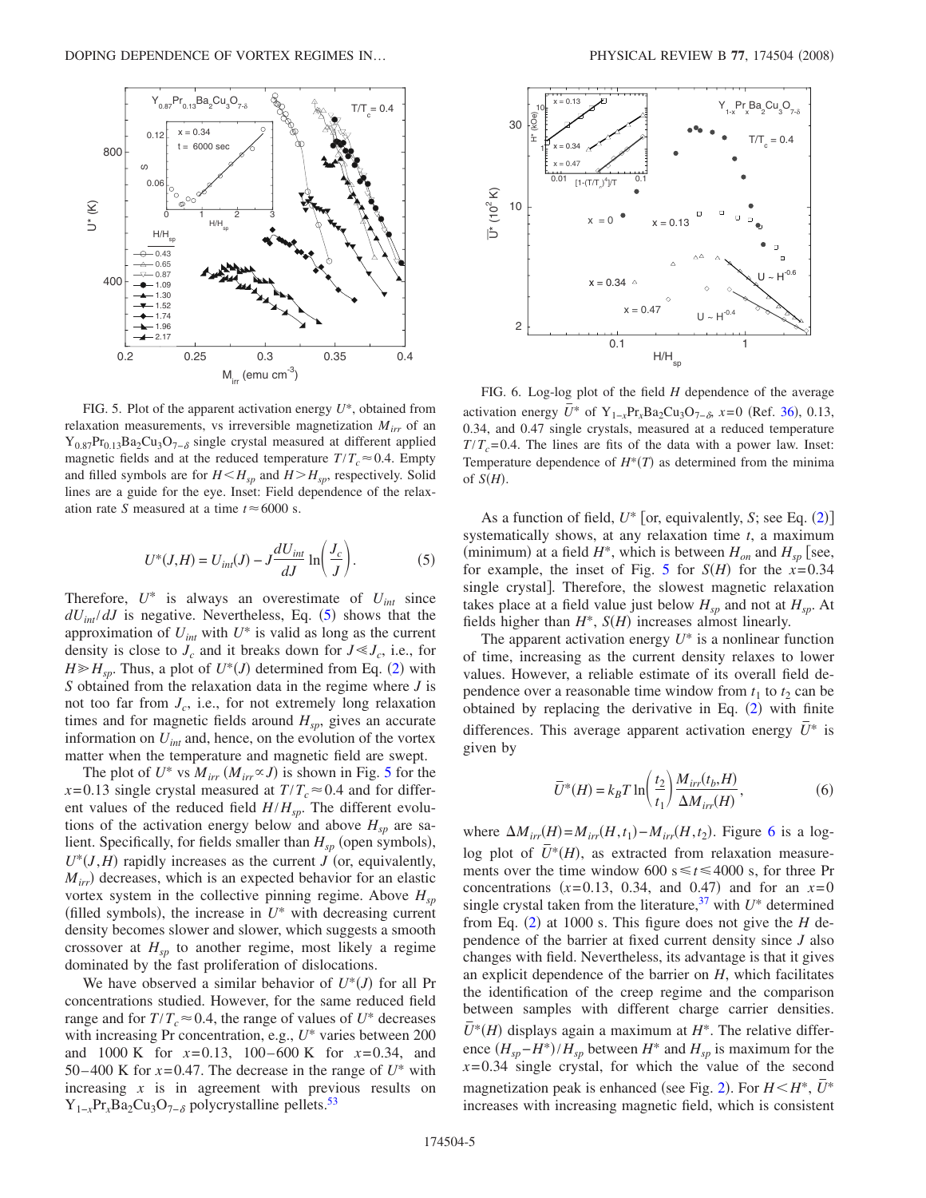FIG. 5. Plot of the apparent activation energy $U^*$, obtained from relaxation measurements, vs irreversible magnetization $M_{irr}$ of an $Y_{0.87}Pr_{0.13}Ba_2Cu_3O_{7-\delta}$ single crystal measured at different applied magnetic fields and at the reduced temperature $T/T_c \approx 0.4$. Empty and filled symbols are for $H < H_{sp}$ and $H > H_{sp}$, respectively. Solid lines are a guide for the eye. Inset: Field dependence of the relaxation rate $S$ measured at a time $t \approx 6000$ s.

FIG. 6. Log-log plot of the field $H$ dependence of the average activation energy $\bar{U}^*$ of $Y_{1-x}Pr_xBa_2Cu_3O_{7-\delta}$, $x=0$ (Ref. 36), 0.13, 0.34, and 0.47 single crystals, measured at a reduced temperature $T/T_c = 0.4$. The lines are fits of the data with a power law. Inset: Temperature dependence of $H^*(T)$ as determined from the minima of $S(H)$.

$$U^*(J,H) = U_{int}(J) - J\frac{dU_{int}}{dJ}\ln\left(\frac{J_c}{J}\right). \tag{5}$$

Therefore, $U^*$ is always an overestimate of $U_{int}$ since $dU_{int}/dJ$ is negative. Nevertheless, Eq. (5) shows that the approximation of $U_{int}$ with $U^*$ is valid as long as the current density is close to $J_c$ and it breaks down for $J \ll J_c$, i.e., for $H \gg H_{sp}$. Thus, a plot of $U^*(J)$ determined from Eq. (2) with $S$ obtained from the relaxation data in the regime where $J$ is not too far from $J_c$, i.e., for not extremely long relaxation times and for magnetic fields around $H_{sp}$, gives an accurate information on $U_{int}$ and, hence, on the evolution of the vortex matter when the temperature and magnetic field are swept.

The plot of $U^*$ vs $M_{irr}$ ($M_{irr} \propto J$) is shown in Fig. 5 for the $x=0.13$ single crystal measured at $T/T_c \approx 0.4$ and for different values of the reduced field $H/H_{sp}$. The different evolutions of the activation energy below and above $H_{sp}$ are salient. Specifically, for fields smaller than $H_{sp}$ (open symbols), $U^*(J,H)$ rapidly increases as the current $J$ (or, equivalently, $M_{irr}$) decreases, which is an expected behavior for an elastic vortex system in the collective pinning regime. Above $H_{sp}$ (filled symbols), the increase in $U^*$ with decreasing current density becomes slower and slower, which suggests a smooth crossover at $H_{sp}$ to another regime, most likely a regime dominated by the fast proliferation of dislocations.

We have observed a similar behavior of $U^*(J)$ for all Pr concentrations studied. However, for the same reduced field range and for $T/T_c \approx 0.4$, the range of values of $U^*$ decreases with increasing Pr concentration, e.g., $U^*$ varies between 200 and 1000 K for $x=0.13$, 100–600 K for $x=0.34$, and 50–400 K for $x=0.47$. The decrease in the range of $U^*$ with increasing $x$ is in agreement with previous results on $Y_{1-x}Pr_xBa_2Cu_3O_{7-\delta}$ polycrystalline pellets.[53]

As a function of field, $U^*$ [or, equivalently, $S$; see Eq. (2)] systematically shows, at any relaxation time $t$, a maximum (minimum) at a field $H^*$, which is between $H_{on}$ and $H_{sp}$ [see, for example, the inset of Fig. 5 for $S(H)$ for the $x=0.34$ single crystal]. Therefore, the slowest magnetic relaxation takes place at a field value just below $H_{sp}$ and not at $H_{sp}$. At fields higher than $H^*$, $S(H)$ increases almost linearly.

The apparent activation energy $U^*$ is a nonlinear function of time, increasing as the current density relaxes to lower values. However, a reliable estimate of its overall field dependence over a reasonable time window from $t_1$ to $t_2$ can be obtained by replacing the derivative in Eq. (2) with finite differences. This average apparent activation energy $\bar{U}^*$ is given by

$$\bar{U}^*(H) = k_B T \ln\left(\frac{t_2}{t_1}\right)\frac{M_{irr}(t_b,H)}{\Delta M_{irr}(H)}, \tag{6}$$

where $\Delta M_{irr}(H) = M_{irr}(H,t_1) - M_{irr}(H,t_2)$. Figure 6 is a log-log plot of $\bar{U}^*(H)$, as extracted from relaxation measurements over the time window 600 s $\leq t \leq$ 4000 s, for three Pr concentrations ($x=0.13$, 0.34, and 0.47) and for an $x=0$ single crystal taken from the literature,[37] with $U^*$ determined from Eq. (2) at 1000 s. This figure does not give the $H$ dependence of the barrier at fixed current density since $J$ also changes with field. Nevertheless, its advantage is that it gives an explicit dependence of the barrier on $H$, which facilitates the identification of the creep regime and the comparison between samples with different charge carrier densities. $\bar{U}^*(H)$ displays again a maximum at $H^*$. The relative difference $(H_{sp} - H^*)/H_{sp}$ between $H^*$ and $H_{sp}$ is maximum for the $x=0.34$ single crystal, for which the value of the second magnetization peak is enhanced (see Fig. 2). For $H < H^*$, $\bar{U}^*$ increases with increasing magnetic field, which is consistent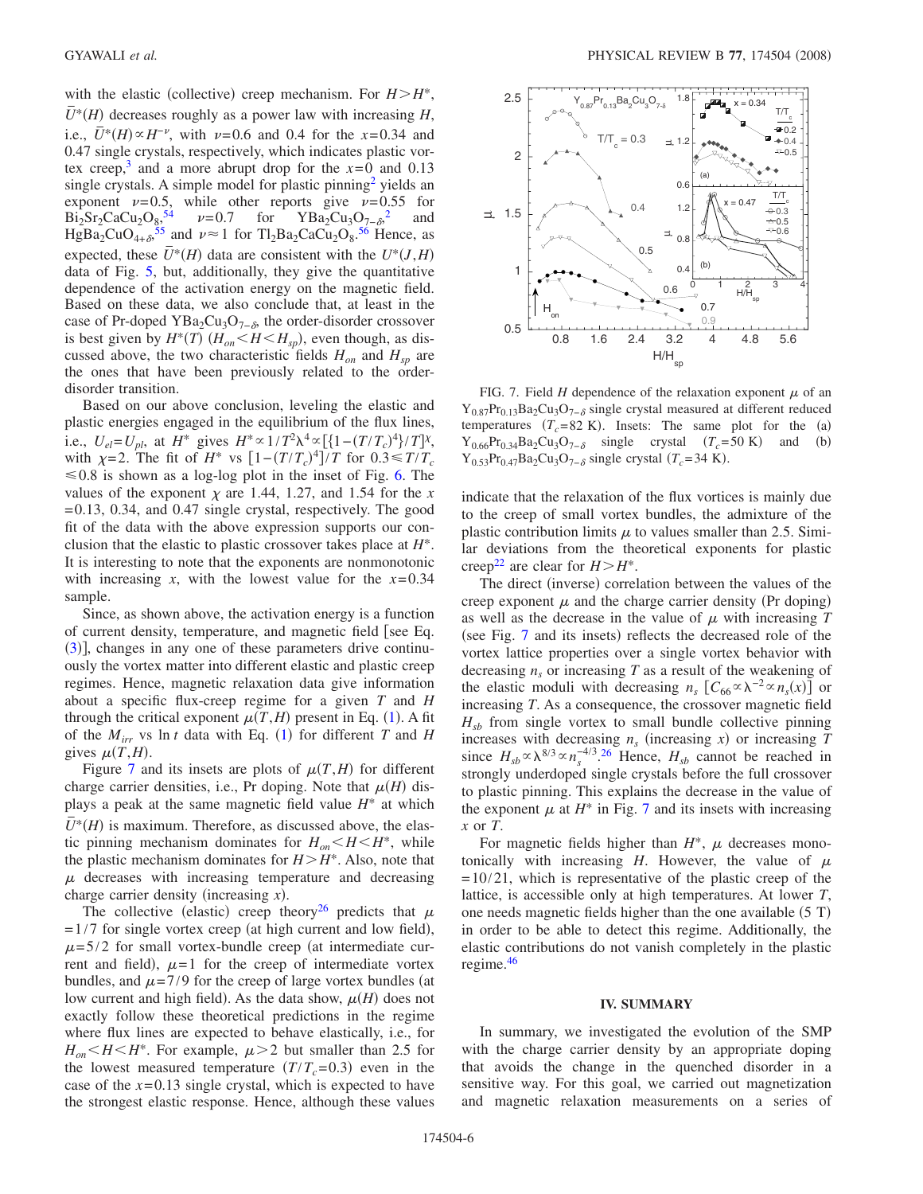with the elastic (collective) creep mechanism. For $H > H^*$, $\bar{U}^*(H)$ decreases roughly as a power law with increasing $H$, i.e., $\bar{U}^*(H) \propto H^{-\nu}$, with $\nu = 0.6$ and 0.4 for the $x = 0.34$ and 0.47 single crystals, respectively, which indicates plastic vortex creep,[3] and a more abrupt drop for the $x = 0$ and 0.13 single crystals. A simple model for plastic pinning[2] yields an exponent $\nu = 0.5$, while other reports give $\nu = 0.55$ for $Bi_2Sr_2CaCu_2O_8$,[54] $\nu = 0.7$ for $YBa_2Cu_3O_{7-\delta}$,[2] and $HgBa_2CuO_{4+\delta}$,[55] and $\nu \approx 1$ for $Tl_2Ba_2CaCu_2O_8$.[56] Hence, as expected, these $\bar{U}^*(H)$ data are consistent with the $U^*(J,H)$ data of Fig. 5, but, additionally, they give the quantitative dependence of the activation energy on the magnetic field. Based on these data, we also conclude that, at least in the case of Pr-doped $YBa_2Cu_3O_{7-\delta}$, the order-disorder crossover is best given by $H^*(T)$ ($H_{on} < H < H_{sp}$), even though, as discussed above, the two characteristic fields $H_{on}$ and $H_{sp}$ are the ones that have been previously related to the order-disorder transition.

Based on our above conclusion, leveling the elastic and plastic energies engaged in the equilibrium of the flux lines, i.e., $U_{el} = U_{pl}$, at $H^*$ gives $H^* \propto 1/T^2\lambda^4 \propto [\{1-(T/T_c)^4\}/T]^{\chi}$, with $\chi = 2$. The fit of $H^*$ vs $[1-(T/T_c)^4]/T$ for $0.3 \leq T/T_c \leq 0.8$ is shown as a log-log plot in the inset of Fig. 6. The values of the exponent $\chi$ are 1.44, 1.27, and 1.54 for the $x = 0.13$, 0.34, and 0.47 single crystal, respectively. The good fit of the data with the above expression supports our conclusion that the elastic to plastic crossover takes place at $H^*$. It is interesting to note that the exponents are nonmonotonic with increasing $x$, with the lowest value for the $x = 0.34$ sample.

Since, as shown above, the activation energy is a function of current density, temperature, and magnetic field [see Eq. (3)], changes in any one of these parameters drive continuously the vortex matter into different elastic and plastic creep regimes. Hence, magnetic relaxation data give information about a specific flux-creep regime for a given $T$ and $H$ through the critical exponent $\mu(T,H)$ present in Eq. (1). A fit of the $M_{irr}$ vs $\ln t$ data with Eq. (1) for different $T$ and $H$ gives $\mu(T,H)$.

Figure 7 and its insets are plots of $\mu(T,H)$ for different charge carrier densities, i.e., Pr doping. Note that $\mu(H)$ displays a peak at the same magnetic field value $H^*$ at which $\bar{U}^*(H)$ is maximum. Therefore, as discussed above, the elastic pinning mechanism dominates for $H_{on} < H < H^*$, while the plastic mechanism dominates for $H > H^*$. Also, note that $\mu$ decreases with increasing temperature and decreasing charge carrier density (increasing $x$).

The collective (elastic) creep theory[26] predicts that $\mu = 1/7$ for single vortex creep (at high current and low field), $\mu = 5/2$ for small vortex-bundle creep (at intermediate current and field), $\mu = 1$ for the creep of intermediate vortex bundles, and $\mu = 7/9$ for the creep of large vortex bundles (at low current and high field). As the data show, $\mu(H)$ does not exactly follow these theoretical predictions in the regime where flux lines are expected to behave elastically, i.e., for $H_{on} < H < H^*$. For example, $\mu > 2$ but smaller than 2.5 for the lowest measured temperature ($T/T_c = 0.3$) even in the case of the $x = 0.13$ single crystal, which is expected to have the strongest elastic response. Hence, although these values indicate that the relaxation of the flux vortices is mainly due to the creep of small vortex bundles, the admixture of the plastic contribution limits $\mu$ to values smaller than 2.5. Similar deviations from the theoretical exponents for plastic creep[22] are clear for $H > H^*$.

FIG. 7. Field $H$ dependence of the relaxation exponent $\mu$ of an $Y_{0.87}Pr_{0.13}Ba_2Cu_3O_{7-\delta}$ single crystal measured at different reduced temperatures ($T_c = 82$ K). Insets: The same plot for the (a) $Y_{0.66}Pr_{0.34}Ba_2Cu_3O_{7-\delta}$ single crystal ($T_c = 50$ K) and (b) $Y_{0.53}Pr_{0.47}Ba_2Cu_3O_{7-\delta}$ single crystal ($T_c = 34$ K).

The direct (inverse) correlation between the values of the creep exponent $\mu$ and the charge carrier density (Pr doping) as well as the decrease in the value of $\mu$ with increasing $T$ (see Fig. 7 and its insets) reflects the decreased role of the vortex lattice properties over a single vortex behavior with decreasing $n_s$ or increasing $T$ as a result of the weakening of the elastic moduli with decreasing $n_s$ [$C_{66} \propto \lambda^{-2} \propto n_s(x)$] or increasing $T$. As a consequence, the crossover magnetic field $H_{sb}$ from single vortex to small bundle collective pinning increases with decreasing $n_s$ (increasing $x$) or increasing $T$ since $H_{sb} \propto \lambda^{8/3} \propto n_s^{-4/3}$.[26] Hence, $H_{sb}$ cannot be reached in strongly underdoped single crystals before the full crossover to plastic pinning. This explains the decrease in the value of the exponent $\mu$ at $H^*$ in Fig. 7 and its insets with increasing $x$ or $T$.

For magnetic fields higher than $H^*$, $\mu$ decreases monotonically with increasing $H$. However, the value of $\mu = 10/21$, which is representative of the plastic creep of the lattice, is accessible only at high temperatures. At lower $T$, one needs magnetic fields higher than the one available (5 T) in order to be able to detect this regime. Additionally, the elastic contributions do not vanish completely in the plastic regime.[46]

## IV. SUMMARY

In summary, we investigated the evolution of the SMP with the charge carrier density by an appropriate doping that avoids the change in the quenched disorder in a sensitive way. For this goal, we carried out magnetization and magnetic relaxation measurements on a series of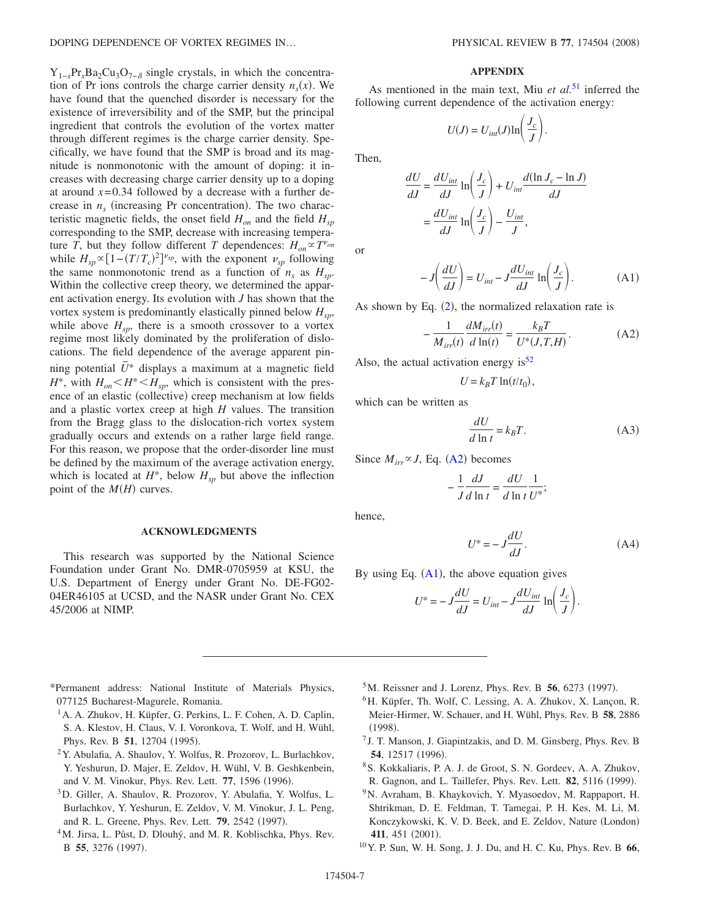$Y_{1-x}Pr_xBa_2Cu_3O_{7-\delta}$ single crystals, in which the concentration of Pr ions controls the charge carrier density $n_s(x)$. We have found that the quenched disorder is necessary for the existence of irreversibility and of the SMP, but the principal ingredient that controls the evolution of the vortex matter through different regimes is the charge carrier density. Specifically, we have found that the SMP is broad and its magnitude is nonmonotonic with the amount of doping: it increases with decreasing charge carrier density up to a doping at around $x=0.34$ followed by a decrease with a further decrease in $n_s$ (increasing Pr concentration). The two characteristic magnetic fields, the onset field $H_{on}$ and the field $H_{sp}$ corresponding to the SMP, decrease with increasing temperature $T$, but they follow different $T$ dependences: $H_{on} \propto T^{\nu_{on}}$ while $H_{sp} \propto [1-(T/T_c)^2]^{\nu_{sp}}$, with the exponent $\nu_{sp}$ following the same nonmonotonic trend as a function of $n_s$ as $H_{sp}$. Within the collective creep theory, we determined the apparent activation energy. Its evolution with $J$ has shown that the vortex system is predominantly elastically pinned below $H_{sp}$, while above $H_{sp}$, there is a smooth crossover to a vortex regime most likely dominated by the proliferation of dislocations. The field dependence of the average apparent pinning potential $\bar{U}^*$ displays a maximum at a magnetic field $H^*$, with $H_{on} < H^* < H_{sp}$, which is consistent with the presence of an elastic (collective) creep mechanism at low fields and a plastic vortex creep at high $H$ values. The transition from the Bragg glass to the dislocation-rich vortex system gradually occurs and extends on a rather large field range. For this reason, we propose that the order-disorder line must be defined by the maximum of the average activation energy, which is located at $H^*$, below $H_{sp}$ but above the inflection point of the $M(H)$ curves.

## ACKNOWLEDGMENTS

This research was supported by the National Science Foundation under Grant No. DMR-0705959 at KSU, the U.S. Department of Energy under Grant No. DE-FG02-04ER46105 at UCSD, and the NASR under Grant No. CEX 45/2006 at NIMP.

## APPENDIX

As mentioned in the main text, Miu *et al.*[51] inferred the following current dependence of the activation energy:

$$U(J) = U_{int}(J) \ln\left(\frac{J_c}{J}\right).$$

Then,

$$\frac{dU}{dJ} = \frac{dU_{int}}{dJ} \ln\left(\frac{J_c}{J}\right) + U_{int}\frac{d(\ln J_c - \ln J)}{dJ} = \frac{dU_{int}}{dJ} \ln\left(\frac{J_c}{J}\right) - \frac{U_{int}}{J},$$

or

$$-J\left(\frac{dU}{dJ}\right) = U_{int} - J\frac{dU_{int}}{dJ} \ln\left(\frac{J_c}{J}\right). \tag{A1}$$

As shown by Eq. (2), the normalized relaxation rate is

$$-\frac{1}{M_{irr}(t)}\frac{dM_{irr}(t)}{d\ln(t)} = \frac{k_BT}{U^*(J,T,H)}. \tag{A2}$$

Also, the actual activation energy is[52]

$$U = k_BT\ln(t/t_0),$$

which can be written as

$$\frac{dU}{d\ln t} = k_BT. \tag{A3}$$

Since $M_{irr} \propto J$, Eq. (A2) becomes

$$-\frac{1}{J}\frac{dJ}{d\ln t} = \frac{dU}{d\ln t}\frac{1}{U^*};$$

hence,

$$U^* = -J\frac{dU}{dJ}. \tag{A4}$$

By using Eq. (A1), the above equation gives

$$U^* = -J\frac{dU}{dJ} = U_{int} - J\frac{dU_{int}}{dJ} \ln\left(\frac{J_c}{J}\right).$$

---

*Permanent address: National Institute of Materials Physics, 077125 Bucharest-Magurele, Romania.

[1] A. A. Zhukov, H. Küpfer, G. Perkins, L. F. Cohen, A. D. Caplin, S. A. Klestov, H. Claus, V. I. Voronkova, T. Wolf, and H. Wühl, Phys. Rev. B **51**, 12704 (1995).

[2] Y. Abulafia, A. Shaulov, Y. Wolfus, R. Prozorov, L. Burlachkov, Y. Yeshurun, D. Majer, E. Zeldov, H. Wühl, V. B. Geshkenbein, and V. M. Vinokur, Phys. Rev. Lett. **77**, 1596 (1996).

[3] D. Giller, A. Shaulov, R. Prozorov, Y. Abulafia, Y. Wolfus, L. Burlachkov, Y. Yeshurun, E. Zeldov, V. M. Vinokur, J. L. Peng, and R. L. Greene, Phys. Rev. Lett. **79**, 2542 (1997).

[4] M. Jirsa, L. Půst, D. Dlouhý, and M. R. Koblischka, Phys. Rev. B **55**, 3276 (1997).

[5] M. Reissner and J. Lorenz, Phys. Rev. B **56**, 6273 (1997).

[6] H. Küpfer, Th. Wolf, C. Lessing, A. A. Zhukov, X. Lançon, R. Meier-Hirmer, W. Schauer, and H. Wühl, Phys. Rev. B **58**, 2886 (1998).

[7] J. T. Manson, J. Giapintzakis, and D. M. Ginsberg, Phys. Rev. B **54**, 12517 (1996).

[8] S. Kokkaliaris, P. A. J. de Groot, S. N. Gordeev, A. A. Zhukov, R. Gagnon, and L. Taillefer, Phys. Rev. Lett. **82**, 5116 (1999).

[9] N. Avraham, B. Khaykovich, Y. Myasoedov, M. Rappaport, H. Shtrikman, D. E. Feldman, T. Tamegai, P. H. Kes, M. Li, M. Konczykowski, K. V. D. Beek, and E. Zeldov, Nature (London) **411**, 451 (2001).

[10] Y. P. Sun, W. H. Song, J. J. Du, and H. C. Ku, Phys. Rev. B **66**,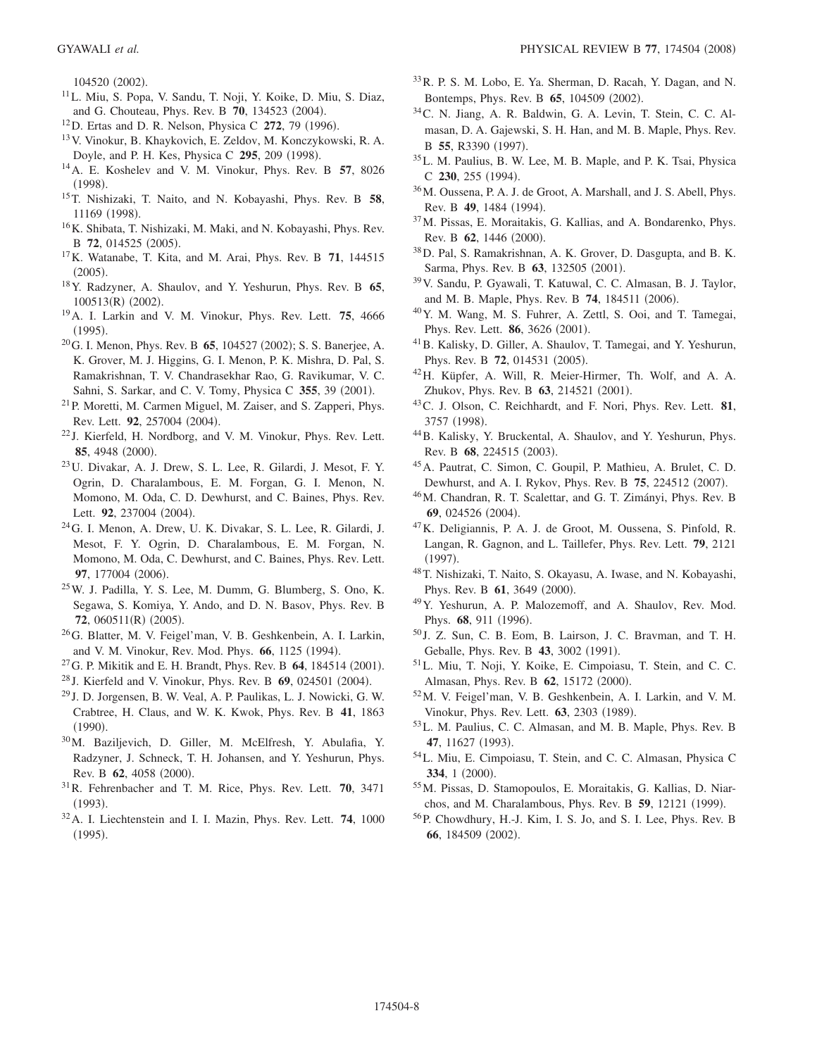104520 (2002).

[11] L. Miu, S. Popa, V. Sandu, T. Noji, Y. Koike, D. Miu, S. Diaz, and G. Chouteau, Phys. Rev. B **70**, 134523 (2004).

[12] D. Ertas and D. R. Nelson, Physica C **272**, 79 (1996).

[13] V. Vinokur, B. Khaykovich, E. Zeldov, M. Konczykowski, R. A. Doyle, and P. H. Kes, Physica C **295**, 209 (1998).

[14] A. E. Koshelev and V. M. Vinokur, Phys. Rev. B **57**, 8026 (1998).

[15] T. Nishizaki, T. Naito, and N. Kobayashi, Phys. Rev. B **58**, 11169 (1998).

[16] K. Shibata, T. Nishizaki, M. Maki, and N. Kobayashi, Phys. Rev. B **72**, 014525 (2005).

[17] K. Watanabe, T. Kita, and M. Arai, Phys. Rev. B **71**, 144515 (2005).

[18] Y. Radzyner, A. Shaulov, and Y. Yeshurun, Phys. Rev. B **65**, 100513(R) (2002).

[19] A. I. Larkin and V. M. Vinokur, Phys. Rev. Lett. **75**, 4666 (1995).

[20] G. I. Menon, Phys. Rev. B **65**, 104527 (2002); S. S. Banerjee, A. K. Grover, M. J. Higgins, G. I. Menon, P. K. Mishra, D. Pal, S. Ramakrishnan, T. V. Chandrasekhar Rao, G. Ravikumar, V. C. Sahni, S. Sarkar, and C. V. Tomy, Physica C **355**, 39 (2001).

[21] P. Moretti, M. Carmen Miguel, M. Zaiser, and S. Zapperi, Phys. Rev. Lett. **92**, 257004 (2004).

[22] J. Kierfeld, H. Nordborg, and V. M. Vinokur, Phys. Rev. Lett. **85**, 4948 (2000).

[23] U. Divakar, A. J. Drew, S. L. Lee, R. Gilardi, J. Mesot, F. Y. Ogrin, D. Charalambous, E. M. Forgan, G. I. Menon, N. Momono, M. Oda, C. D. Dewhurst, and C. Baines, Phys. Rev. Lett. **92**, 237004 (2004).

[24] G. I. Menon, A. Drew, U. K. Divakar, S. L. Lee, R. Gilardi, J. Mesot, F. Y. Ogrin, D. Charalambous, E. M. Forgan, N. Momono, M. Oda, C. Dewhurst, and C. Baines, Phys. Rev. Lett. **97**, 177004 (2006).

[25] W. J. Padilla, Y. S. Lee, M. Dumm, G. Blumberg, S. Ono, K. Segawa, S. Komiya, Y. Ando, and D. N. Basov, Phys. Rev. B **72**, 060511(R) (2005).

[26] G. Blatter, M. V. Feigel'man, V. B. Geshkenbein, A. I. Larkin, and V. M. Vinokur, Rev. Mod. Phys. **66**, 1125 (1994).

[27] G. P. Mikitik and E. H. Brandt, Phys. Rev. B **64**, 184514 (2001).

[28] J. Kierfeld and V. Vinokur, Phys. Rev. B **69**, 024501 (2004).

[29] J. D. Jorgensen, B. W. Veal, A. P. Paulikas, L. J. Nowicki, G. W. Crabtree, H. Claus, and W. K. Kwok, Phys. Rev. B **41**, 1863 (1990).

[30] M. Baziljevich, D. Giller, M. McElfresh, Y. Abulafia, Y. Radzyner, J. Schneck, T. H. Johansen, and Y. Yeshurun, Phys. Rev. B **62**, 4058 (2000).

[31] R. Fehrenbacher and T. M. Rice, Phys. Rev. Lett. **70**, 3471 (1993).

[32] A. I. Liechtenstein and I. I. Mazin, Phys. Rev. Lett. **74**, 1000 (1995).

[33] R. P. S. M. Lobo, E. Ya. Sherman, D. Racah, Y. Dagan, and N. Bontemps, Phys. Rev. B **65**, 104509 (2002).

[34] C. N. Jiang, A. R. Baldwin, G. A. Levin, T. Stein, C. C. Almasan, D. A. Gajewski, S. H. Han, and M. B. Maple, Phys. Rev. B **55**, R3390 (1997).

[35] L. M. Paulius, B. W. Lee, M. B. Maple, and P. K. Tsai, Physica C **230**, 255 (1994).

[36] M. Oussena, P. A. J. de Groot, A. Marshall, and J. S. Abell, Phys. Rev. B **49**, 1484 (1994).

[37] M. Pissas, E. Moraitakis, G. Kallias, and A. Bondarenko, Phys. Rev. B **62**, 1446 (2000).

[38] D. Pal, S. Ramakrishnan, A. K. Grover, D. Dasgupta, and B. K. Sarma, Phys. Rev. B **63**, 132505 (2001).

[39] V. Sandu, P. Gyawali, T. Katuwal, C. C. Almasan, B. J. Taylor, and M. B. Maple, Phys. Rev. B **74**, 184511 (2006).

[40] Y. M. Wang, M. S. Fuhrer, A. Zettl, S. Ooi, and T. Tamegai, Phys. Rev. Lett. **86**, 3626 (2001).

[41] B. Kalisky, D. Giller, A. Shaulov, T. Tamegai, and Y. Yeshurun, Phys. Rev. B **72**, 014531 (2005).

[42] H. Küpfer, A. Will, R. Meier-Hirmer, Th. Wolf, and A. A. Zhukov, Phys. Rev. B **63**, 214521 (2001).

[43] C. J. Olson, C. Reichhardt, and F. Nori, Phys. Rev. Lett. **81**, 3757 (1998).

[44] B. Kalisky, Y. Bruckental, A. Shaulov, and Y. Yeshurun, Phys. Rev. B **68**, 224515 (2003).

[45] A. Pautrat, C. Simon, C. Goupil, P. Mathieu, A. Brulet, C. D. Dewhurst, and A. I. Rykov, Phys. Rev. B **75**, 224512 (2007).

[46] M. Chandran, R. T. Scalettar, and G. T. Zimányi, Phys. Rev. B **69**, 024526 (2004).

[47] K. Deligiannis, P. A. J. de Groot, M. Oussena, S. Pinfold, R. Langan, R. Gagnon, and L. Taillefer, Phys. Rev. Lett. **79**, 2121 (1997).

[48] T. Nishizaki, T. Naito, S. Okayasu, A. Iwase, and N. Kobayashi, Phys. Rev. B **61**, 3649 (2000).

[49] Y. Yeshurun, A. P. Malozemoff, and A. Shaulov, Rev. Mod. Phys. **68**, 911 (1996).

[50] J. Z. Sun, C. B. Eom, B. Lairson, J. C. Bravman, and T. H. Geballe, Phys. Rev. B **43**, 3002 (1991).

[51] L. Miu, T. Noji, Y. Koike, E. Cimpoiasu, T. Stein, and C. C. Almasan, Phys. Rev. B **62**, 15172 (2000).

[52] M. V. Feigel'man, V. B. Geshkenbein, A. I. Larkin, and V. M. Vinokur, Phys. Rev. Lett. **63**, 2303 (1989).

[53] L. M. Paulius, C. C. Almasan, and M. B. Maple, Phys. Rev. B **47**, 11627 (1993).

[54] L. Miu, E. Cimpoiasu, T. Stein, and C. C. Almasan, Physica C **334**, 1 (2000).

[55] M. Pissas, D. Stamopoulos, E. Moraitakis, G. Kallias, D. Niarchos, and M. Charalambous, Phys. Rev. B **59**, 12121 (1999).

[56] P. Chowdhury, H.-J. Kim, I. S. Jo, and S. I. Lee, Phys. Rev. B **66**, 184509 (2002).